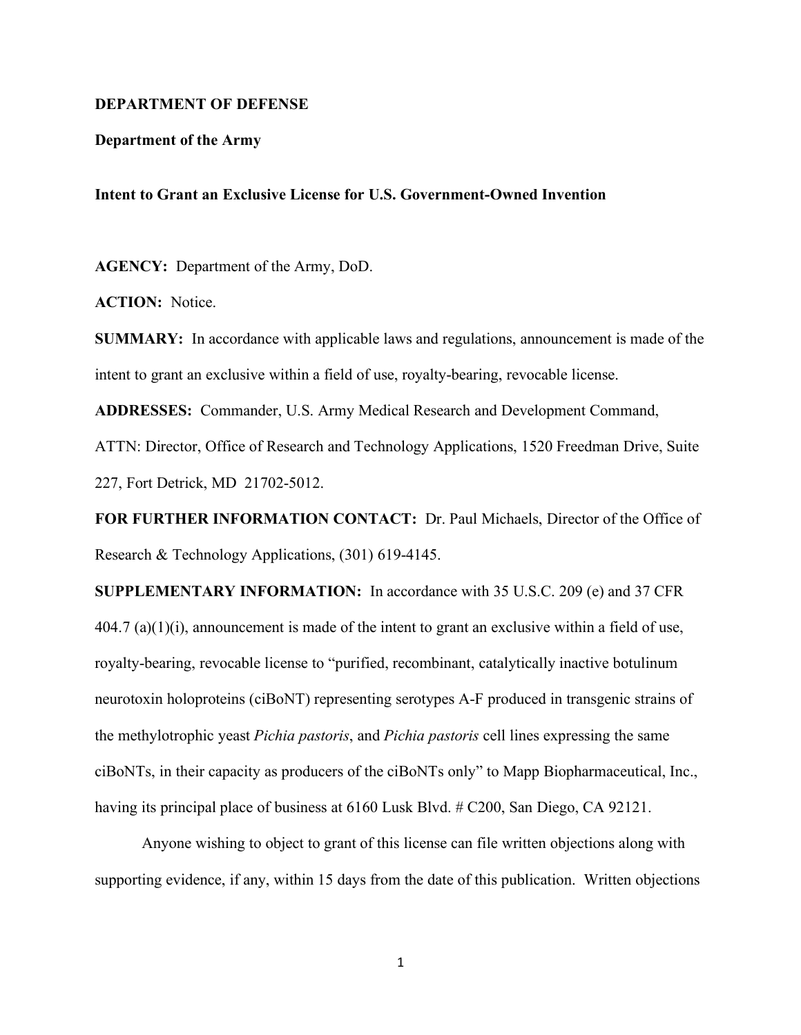**DEPARTMENT OF DEFENSE**

**Department of the Army**

**Intent to Grant an Exclusive License for U.S. Government-Owned Invention**

**AGENCY:** Department of the Army, DoD.

**ACTION:** Notice.

**SUMMARY:** In accordance with applicable laws and regulations, announcement is made of the intent to grant an exclusive within a field of use, royalty-bearing, revocable license.

**ADDRESSES:** Commander, U.S. Army Medical Research and Development Command, ATTN: Director, Office of Research and Technology Applications, 1520 Freedman Drive, Suite 227, Fort Detrick, MD 21702-5012.

**FOR FURTHER INFORMATION CONTACT:** Dr. Paul Michaels, Director of the Office of Research & Technology Applications, (301) 619-4145.

**SUPPLEMENTARY INFORMATION:** In accordance with 35 U.S.C. 209 (e) and 37 CFR 404.7 (a)(1)(i), announcement is made of the intent to grant an exclusive within a field of use, royalty-bearing, revocable license to "purified, recombinant, catalytically inactive botulinum neurotoxin holoproteins (ciBoNT) representing serotypes A-F produced in transgenic strains of the methylotrophic yeast *Pichia pastoris*, and *Pichia pastoris* cell lines expressing the same ciBoNTs, in their capacity as producers of the ciBoNTs only" to Mapp Biopharmaceutical, Inc., having its principal place of business at 6160 Lusk Blvd. # C200, San Diego, CA 92121.

Anyone wishing to object to grant of this license can file written objections along with supporting evidence, if any, within 15 days from the date of this publication. Written objections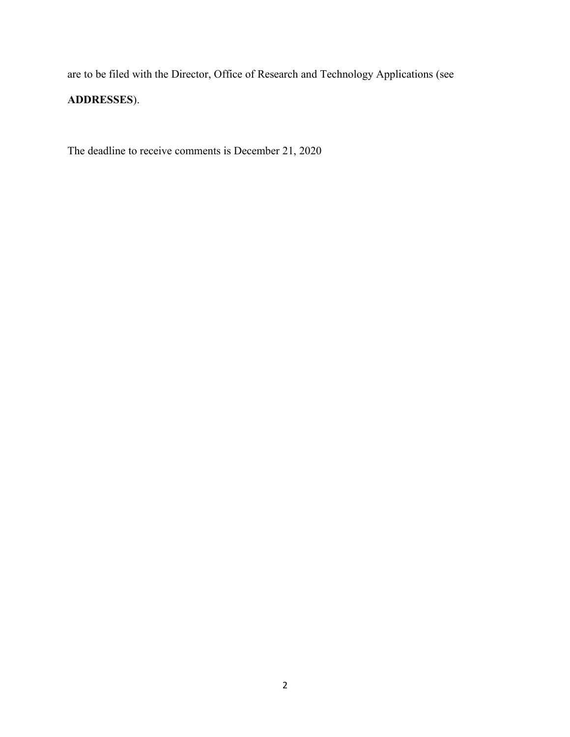are to be filed with the Director, Office of Research and Technology Applications (see **ADDRESSES**).

The deadline to receive comments is December 21, 2020